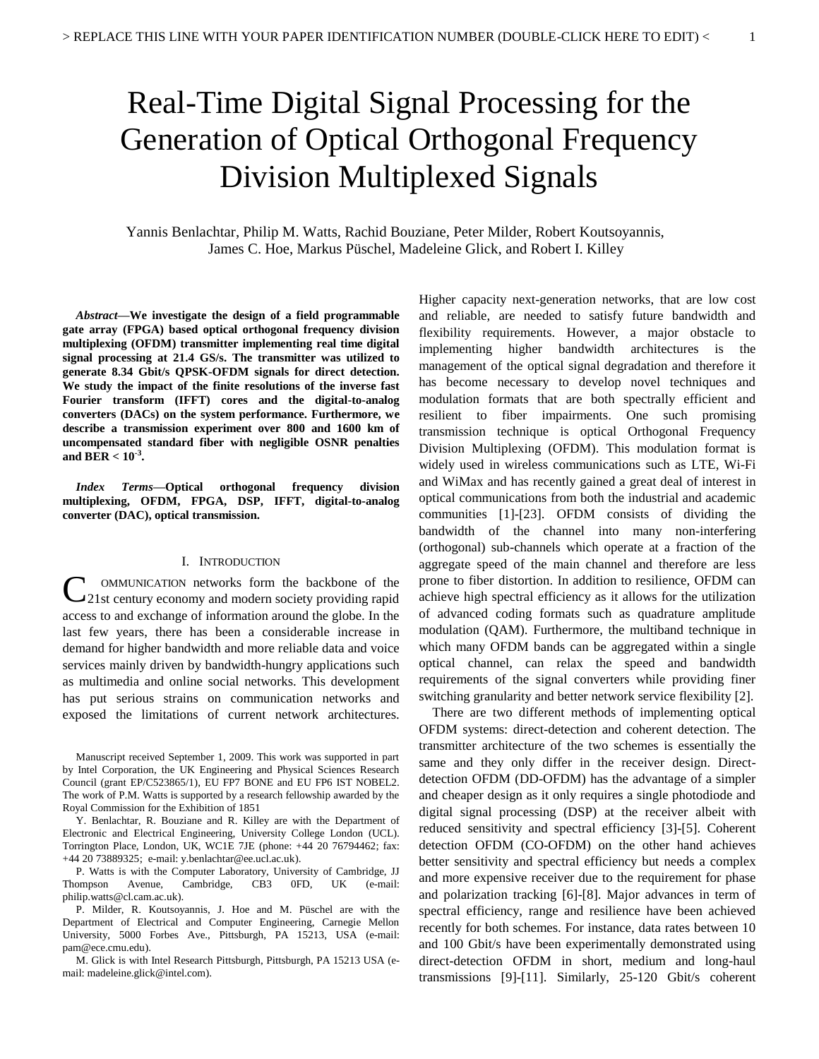# Real-Time Digital Signal Processing for the Generation of Optical Orthogonal Frequency Division Multiplexed Signals

Yannis Benlachtar, Philip M. Watts, Rachid Bouziane, Peter Milder, Robert Koutsoyannis, James C. Hoe, Markus Püschel, Madeleine Glick, and Robert I. Killey

***Abstract*—We investigate the design of a field programmable gate array (FPGA) based optical orthogonal frequency division multiplexing (OFDM) transmitter implementing real time digital signal processing at 21.4 GS/s. The transmitter was utilized to generate 8.34 Gbit/s QPSK-OFDM signals for direct detection. We study the impact of the finite resolutions of the inverse fast Fourier transform (IFFT) cores and the digital-to-analog converters (DACs) on the system performance. Furthermore, we describe a transmission experiment over 800 and 1600 km of uncompensated standard fiber with negligible OSNR penalties and BER < $10^{-3}$.**

***Index Terms*—Optical orthogonal frequency division multiplexing, OFDM, FPGA, DSP, IFFT, digital-to-analog converter (DAC), optical transmission.**

## I. Introduction

COMMUNICATION networks form the backbone of the 21st century economy and modern society providing rapid access to and exchange of information around the globe. In the last few years, there has been a considerable increase in demand for higher bandwidth and more reliable data and voice services mainly driven by bandwidth-hungry applications such as multimedia and online social networks. This development has put serious strains on communication networks and exposed the limitations of current network architectures. Higher capacity next-generation networks, that are low cost and reliable, are needed to satisfy future bandwidth and flexibility requirements. However, a major obstacle to implementing higher bandwidth architectures is the management of the optical signal degradation and therefore it has become necessary to develop novel techniques and modulation formats that are both spectrally efficient and resilient to fiber impairments. One such promising transmission technique is optical Orthogonal Frequency Division Multiplexing (OFDM). This modulation format is widely used in wireless communications such as LTE, Wi-Fi and WiMax and has recently gained a great deal of interest in optical communications from both the industrial and academic communities [1]-[23]. OFDM consists of dividing the bandwidth of the channel into many non-interfering (orthogonal) sub-channels which operate at a fraction of the aggregate speed of the main channel and therefore are less prone to fiber distortion. In addition to resilience, OFDM can achieve high spectral efficiency as it allows for the utilization of advanced coding formats such as quadrature amplitude modulation (QAM). Furthermore, the multiband technique in which many OFDM bands can be aggregated within a single optical channel, can relax the speed and bandwidth requirements of the signal converters while providing finer switching granularity and better network service flexibility [2].

There are two different methods of implementing optical OFDM systems: direct-detection and coherent detection. The transmitter architecture of the two schemes is essentially the same and they only differ in the receiver design. Direct-detection OFDM (DD-OFDM) has the advantage of a simpler and cheaper design as it only requires a single photodiode and digital signal processing (DSP) at the receiver albeit with reduced sensitivity and spectral efficiency [3]-[5]. Coherent detection OFDM (CO-OFDM) on the other hand achieves better sensitivity and spectral efficiency but needs a complex and more expensive receiver due to the requirement for phase and polarization tracking [6]-[8]. Major advances in term of spectral efficiency, range and resilience have been achieved recently for both schemes. For instance, data rates between 10 and 100 Gbit/s have been experimentally demonstrated using direct-detection OFDM in short, medium and long-haul transmissions [9]-[11]. Similarly, 25-120 Gbit/s coherent

Manuscript received September 1, 2009. This work was supported in part by Intel Corporation, the UK Engineering and Physical Sciences Research Council (grant EP/C523865/1), EU FP7 BONE and EU FP6 IST NOBEL2. The work of P.M. Watts is supported by a research fellowship awarded by the Royal Commission for the Exhibition of 1851

Y. Benlachtar, R. Bouziane and R. Killey are with the Department of Electronic and Electrical Engineering, University College London (UCL). Torrington Place, London, UK, WC1E 7JE (phone: +44 20 76794462; fax: +44 20 73889325; e-mail: y.benlachtar@ee.ucl.ac.uk).

P. Watts is with the Computer Laboratory, University of Cambridge, JJ Thompson Avenue, Cambridge, CB3 0FD, UK (e-mail: philip.watts@cl.cam.ac.uk).

P. Milder, R. Koutsoyannis, J. Hoe and M. Püschel are with the Department of Electrical and Computer Engineering, Carnegie Mellon University, 5000 Forbes Ave., Pittsburgh, PA 15213, USA (e-mail: pam@ece.cmu.edu).

M. Glick is with Intel Research Pittsburgh, Pittsburgh, PA 15213 USA (e-mail: madeleine.glick@intel.com).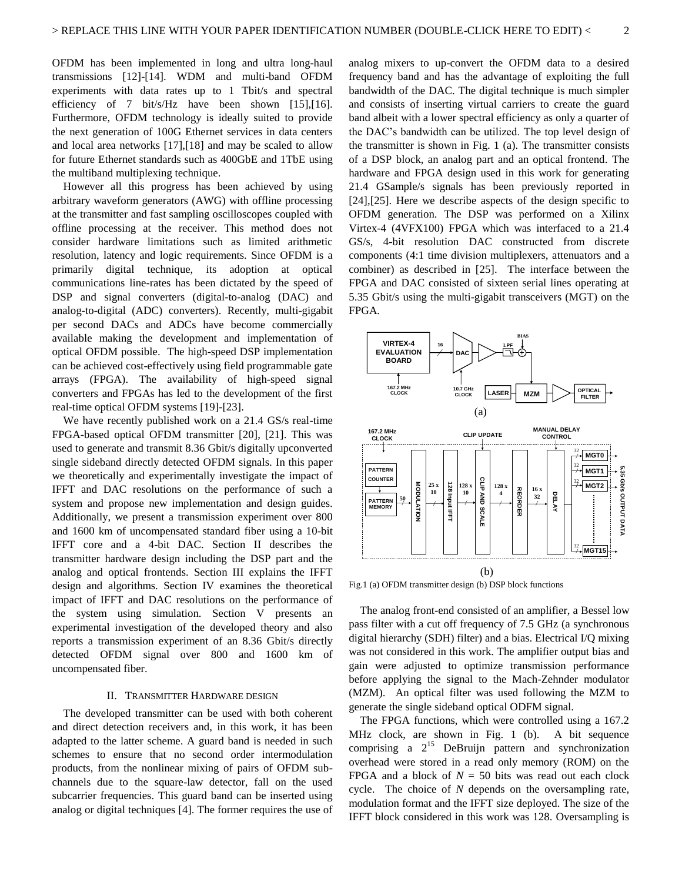OFDM has been implemented in long and ultra long-haul transmissions [12]-[14]. WDM and multi-band OFDM experiments with data rates up to 1 Tbit/s and spectral efficiency of 7 bit/s/Hz have been shown [15],[16]. Furthermore, OFDM technology is ideally suited to provide the next generation of 100G Ethernet services in data centers and local area networks [17],[18] and may be scaled to allow for future Ethernet standards such as 400GbE and 1TbE using the multiband multiplexing technique.

However all this progress has been achieved by using arbitrary waveform generators (AWG) with offline processing at the transmitter and fast sampling oscilloscopes coupled with offline processing at the receiver. This method does not consider hardware limitations such as limited arithmetic resolution, latency and logic requirements. Since OFDM is a primarily digital technique, its adoption at optical communications line-rates has been dictated by the speed of DSP and signal converters (digital-to-analog (DAC) and analog-to-digital (ADC) converters). Recently, multi-gigabit per second DACs and ADCs have become commercially available making the development and implementation of optical OFDM possible. The high-speed DSP implementation can be achieved cost-effectively using field programmable gate arrays (FPGA). The availability of high-speed signal converters and FPGAs has led to the development of the first real-time optical OFDM systems [19]-[23].

We have recently published work on a 21.4 GS/s real-time FPGA-based optical OFDM transmitter [20], [21]. This was used to generate and transmit 8.36 Gbit/s digitally upconverted single sideband directly detected OFDM signals. In this paper we theoretically and experimentally investigate the impact of IFFT and DAC resolutions on the performance of such a system and propose new implementation and design guides. Additionally, we present a transmission experiment over 800 and 1600 km of uncompensated standard fiber using a 10-bit IFFT core and a 4-bit DAC. Section II describes the transmitter hardware design including the DSP part and the analog and optical frontends. Section III explains the IFFT design and algorithms. Section IV examines the theoretical impact of IFFT and DAC resolutions on the performance of the system using simulation. Section V presents an experimental investigation of the developed theory and also reports a transmission experiment of an 8.36 Gbit/s directly detected OFDM signal over 800 and 1600 km of uncompensated fiber.

## II. Transmitter Hardware design

The developed transmitter can be used with both coherent and direct detection receivers and, in this work, it has been adapted to the latter scheme. A guard band is needed in such schemes to ensure that no second order intermodulation products, from the nonlinear mixing of pairs of OFDM sub-channels due to the square-law detector, fall on the used subcarrier frequencies. This guard band can be inserted using analog or digital techniques [4]. The former requires the use of analog mixers to up-convert the OFDM data to a desired frequency band and has the advantage of exploiting the full bandwidth of the DAC. The digital technique is much simpler and consists of inserting virtual carriers to create the guard band albeit with a lower spectral efficiency as only a quarter of the DAC's bandwidth can be utilized. The top level design of the transmitter is shown in Fig. 1 (a). The transmitter consists of a DSP block, an analog part and an optical frontend. The hardware and FPGA design used in this work for generating 21.4 GSample/s signals has been previously reported in [24],[25]. Here we describe aspects of the design specific to OFDM generation. The DSP was performed on a Xilinx Virtex-4 (4VFX100) FPGA which was interfaced to a 21.4 GS/s, 4-bit resolution DAC constructed from discrete components (4:1 time division multiplexers, attenuators and a combiner) as described in [25]. The interface between the FPGA and DAC consisted of sixteen serial lines operating at 5.35 Gbit/s using the multi-gigabit transceivers (MGT) on the FPGA.

VIRTEX-4 EVALUATION BOARD
16
DAC
BIAS
LPF
167.2 MHz CLOCK
10.7 GHz CLOCK
LASER
MZM
OPTICAL FILTER

(a)

167.2 MHz CLOCK
CLIP UPDATE
MANUAL DELAY CONTROL
PATTERN COUNTER
PATTERN MEMORY
50
MODULATION
25 x 10
128 Input IFFT
128 x 10
CLIP AND SCALE
128 x 4
REORDER
16 x 32
DELAY
32
MGT0
MGT1
MGT2
MGT15
5.35 Gb/s OUTPUT DATA

(b)

Fig.1 (a) OFDM transmitter design (b) DSP block functions

The analog front-end consisted of an amplifier, a Bessel low pass filter with a cut off frequency of 7.5 GHz (a synchronous digital hierarchy (SDH) filter) and a bias. Electrical I/Q mixing was not considered in this work. The amplifier output bias and gain were adjusted to optimize transmission performance before applying the signal to the Mach-Zehnder modulator (MZM). An optical filter was used following the MZM to generate the single sideband optical ODFM signal.

The FPGA functions, which were controlled using a 167.2 MHz clock, are shown in Fig. 1 (b). A bit sequence comprising a $2^{15}$ DeBruijn pattern and synchronization overhead were stored in a read only memory (ROM) on the FPGA and a block of $N$ = 50 bits was read out each clock cycle. The choice of $N$ depends on the oversampling rate, modulation format and the IFFT size deployed. The size of the IFFT block considered in this work was 128. Oversampling is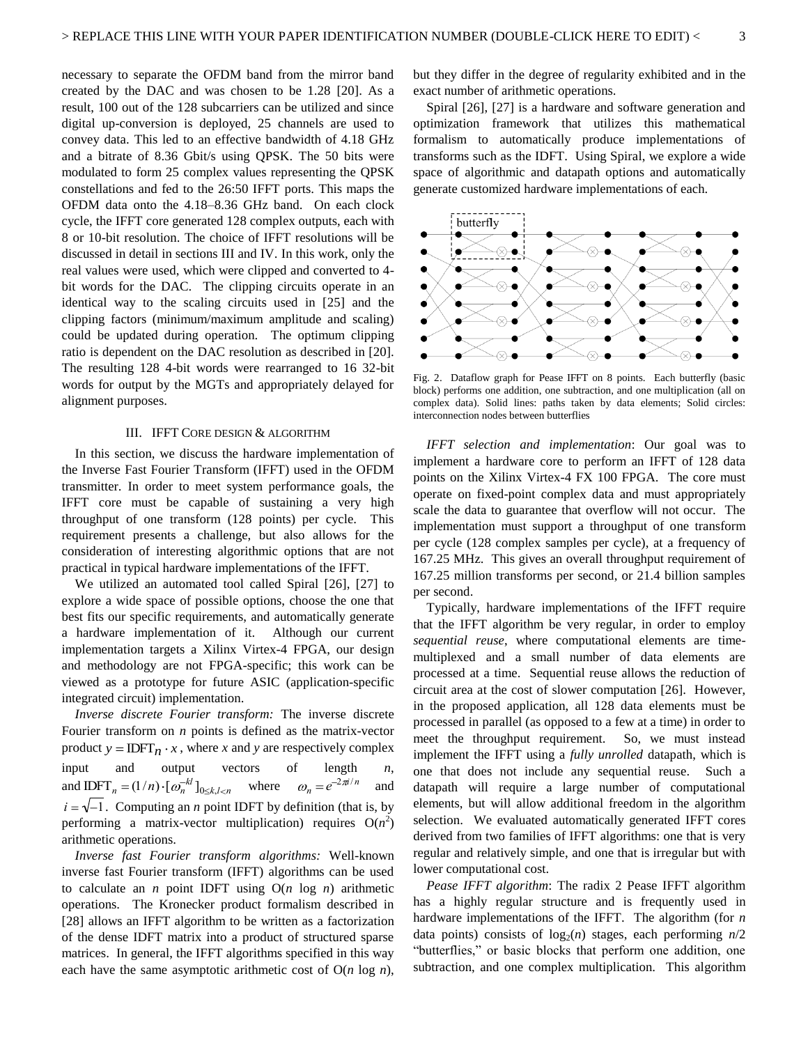necessary to separate the OFDM band from the mirror band created by the DAC and was chosen to be 1.28 [20]. As a result, 100 out of the 128 subcarriers can be utilized and since digital up-conversion is deployed, 25 channels are used to convey data. This led to an effective bandwidth of 4.18 GHz and a bitrate of 8.36 Gbit/s using QPSK. The 50 bits were modulated to form 25 complex values representing the QPSK constellations and fed to the 26:50 IFFT ports. This maps the OFDM data onto the 4.18–8.36 GHz band. On each clock cycle, the IFFT core generated 128 complex outputs, each with 8 or 10-bit resolution. The choice of IFFT resolutions will be discussed in detail in sections III and IV. In this work, only the real values were used, which were clipped and converted to 4-bit words for the DAC. The clipping circuits operate in an identical way to the scaling circuits used in [25] and the clipping factors (minimum/maximum amplitude and scaling) could be updated during operation. The optimum clipping ratio is dependent on the DAC resolution as described in [20]. The resulting 128 4-bit words were rearranged to 16 32-bit words for output by the MGTs and appropriately delayed for alignment purposes.

## III. IFFT Core design & algorithm

In this section, we discuss the hardware implementation of the Inverse Fast Fourier Transform (IFFT) used in the OFDM transmitter. In order to meet system performance goals, the IFFT core must be capable of sustaining a very high throughput of one transform (128 points) per cycle. This requirement presents a challenge, but also allows for the consideration of interesting algorithmic options that are not practical in typical hardware implementations of the IFFT.

We utilized an automated tool called Spiral [26], [27] to explore a wide space of possible options, choose the one that best fits our specific requirements, and automatically generate a hardware implementation of it. Although our current implementation targets a Xilinx Virtex-4 FPGA, our design and methodology are not FPGA-specific; this work can be viewed as a prototype for future ASIC (application-specific integrated circuit) implementation.

*Inverse discrete Fourier transform:* The inverse discrete Fourier transform on *n* points is defined as the matrix-vector product $y = \mathrm{IDFT}_n \cdot x$, where *x* and *y* are respectively complex input and output vectors of length *n*, and $\mathrm{IDFT}_n = (1/n)\cdot[\omega_n^{-kl}]_{0\le k,l<n}$ where $\omega_n = e^{-2\pi i/n}$ and $i = \sqrt{-1}$. Computing an *n* point IDFT by definition (that is, by performing a matrix-vector multiplication) requires $O(n^2)$ arithmetic operations.

*Inverse fast Fourier transform algorithms:* Well-known inverse fast Fourier transform (IFFT) algorithms can be used to calculate an *n* point IDFT using $O(n \log n)$ arithmetic operations. The Kronecker product formalism described in [28] allows an IFFT algorithm to be written as a factorization of the dense IDFT matrix into a product of structured sparse matrices. In general, the IFFT algorithms specified in this way each have the same asymptotic arithmetic cost of $O(n \log n)$, but they differ in the degree of regularity exhibited and in the exact number of arithmetic operations.

Spiral [26], [27] is a hardware and software generation and optimization framework that utilizes this mathematical formalism to automatically produce implementations of transforms such as the IDFT. Using Spiral, we explore a wide space of algorithmic and datapath options and automatically generate customized hardware implementations of each.

butterfly

Fig. 2. Dataflow graph for Pease IFFT on 8 points. Each butterfly (basic block) performs one addition, one subtraction, and one multiplication (all on complex data). Solid lines: paths taken by data elements; Solid circles: interconnection nodes between butterflies

*IFFT selection and implementation*: Our goal was to implement a hardware core to perform an IFFT of 128 data points on the Xilinx Virtex-4 FX 100 FPGA. The core must operate on fixed-point complex data and must appropriately scale the data to guarantee that overflow will not occur. The implementation must support a throughput of one transform per cycle (128 complex samples per cycle), at a frequency of 167.25 MHz. This gives an overall throughput requirement of 167.25 million transforms per second, or 21.4 billion samples per second.

Typically, hardware implementations of the IFFT require that the IFFT algorithm be very regular, in order to employ *sequential reuse*, where computational elements are time-multiplexed and a small number of data elements are processed at a time. Sequential reuse allows the reduction of circuit area at the cost of slower computation [26]. However, in the proposed application, all 128 data elements must be processed in parallel (as opposed to a few at a time) in order to meet the throughput requirement. So, we must instead implement the IFFT using a *fully unrolled* datapath, which is one that does not include any sequential reuse. Such a datapath will require a large number of computational elements, but will allow additional freedom in the algorithm selection. We evaluated automatically generated IFFT cores derived from two families of IFFT algorithms: one that is very regular and relatively simple, and one that is irregular but with lower computational cost.

*Pease IFFT algorithm*: The radix 2 Pease IFFT algorithm has a highly regular structure and is frequently used in hardware implementations of the IFFT. The algorithm (for *n* data points) consists of $\log_2(n)$ stages, each performing $n/2$ "butterflies," or basic blocks that perform one addition, one subtraction, and one complex multiplication. This algorithm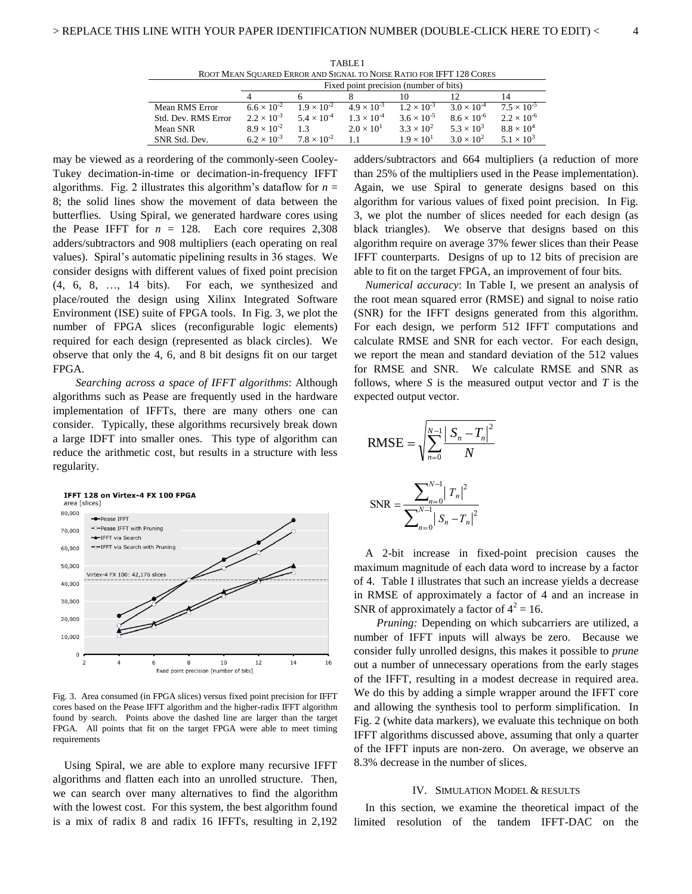TABLE I
ROOT MEAN SQUARED ERROR AND SIGNAL TO NOISE RATIO FOR IFFT 128 CORES

| | Fixed point precision (number of bits) | | | | | |
|---|---|---|---|---|---|---|
| | 4 | 6 | 8 | 10 | 12 | 14 |
| Mean RMS Error | $6.6 \times 10^{-2}$ | $1.9 \times 10^{-2}$ | $4.9 \times 10^{-3}$ | $1.2 \times 10^{-3}$ | $3.0 \times 10^{-4}$ | $7.5 \times 10^{-5}$ |
| Std. Dev. RMS Error | $2.2 \times 10^{-3}$ | $5.4 \times 10^{-4}$ | $1.3 \times 10^{-4}$ | $3.6 \times 10^{-5}$ | $8.6 \times 10^{-6}$ | $2.2 \times 10^{-6}$ |
| Mean SNR | $8.9 \times 10^{-2}$ | 1.3 | $2.0 \times 10^{1}$ | $3.3 \times 10^{2}$ | $5.3 \times 10^{3}$ | $8.8 \times 10^{4}$ |
| SNR Std. Dev. | $6.2 \times 10^{-3}$ | $7.8 \times 10^{-2}$ | 1.1 | $1.9 \times 10^{1}$ | $3.0 \times 10^{2}$ | $5.1 \times 10^{3}$ |

may be viewed as a reordering of the commonly-seen Cooley-Tukey decimation-in-time or decimation-in-frequency IFFT algorithms. Fig. 2 illustrates this algorithm's dataflow for $n = 8$; the solid lines show the movement of data between the butterflies. Using Spiral, we generated hardware cores using the Pease IFFT for $n = 128$. Each core requires 2,308 adders/subtractors and 908 multipliers (each operating on real values). Spiral's automatic pipelining results in 36 stages. We consider designs with different values of fixed point precision (4, 6, 8, …, 14 bits). For each, we synthesized and place/routed the design using Xilinx Integrated Software Environment (ISE) suite of FPGA tools. In Fig. 3, we plot the number of FPGA slices (reconfigurable logic elements) required for each design (represented as black circles). We observe that only the 4, 6, and 8 bit designs fit on our target FPGA.

*Searching across a space of IFFT algorithms*: Although algorithms such as Pease are frequently used in the hardware implementation of IFFTs, there are many others one can consider. Typically, these algorithms recursively break down a large IDFT into smaller ones. This type of algorithm can reduce the arithmetic cost, but results in a structure with less regularity.

IFFT 128 on Virtex-4 FX 100 FPGA
area [slices]
80,000
70,000
60,000
50,000
40,000
30,000
20,000
10,000
0
Pease IFFT
Pease IFFT with Pruning
IFFT via Search
IFFT via Search with Pruning
Virtex-4 FX 100: 42,176 slices
2 4 6 8 10 12 14 16
fixed point precision [number of bits]

Fig. 3. Area consumed (in FPGA slices) versus fixed point precision for IFFT cores based on the Pease IFFT algorithm and the higher-radix IFFT algorithm found by search. Points above the dashed line are larger than the target FPGA. All points that fit on the target FPGA were able to meet timing requirements

Using Spiral, we are able to explore many recursive IFFT algorithms and flatten each into an unrolled structure. Then, we can search over many alternatives to find the algorithm with the lowest cost. For this system, the best algorithm found is a mix of radix 8 and radix 16 IFFTs, resulting in 2,192 adders/subtractors and 664 multipliers (a reduction of more than 25% of the multipliers used in the Pease implementation). Again, we use Spiral to generate designs based on this algorithm for various values of fixed point precision. In Fig. 3, we plot the number of slices needed for each design (as black triangles). We observe that designs based on this algorithm require on average 37% fewer slices than their Pease IFFT counterparts. Designs of up to 12 bits of precision are able to fit on the target FPGA, an improvement of four bits.

*Numerical accuracy*: In Table I, we present an analysis of the root mean squared error (RMSE) and signal to noise ratio (SNR) for the IFFT designs generated from this algorithm. For each design, we perform 512 IFFT computations and calculate RMSE and SNR for each vector. For each design, we report the mean and standard deviation of the 512 values for RMSE and SNR. We calculate RMSE and SNR as follows, where *S* is the measured output vector and *T* is the expected output vector.

$$\text{RMSE} = \sqrt{\sum_{n=0}^{N-1} \frac{|S_n - T_n|^2}{N}}$$

$$\text{SNR} = \frac{\sum_{n=0}^{N-1} |T_n|^2}{\sum_{n=0}^{N-1} |S_n - T_n|^2}$$

A 2-bit increase in fixed-point precision causes the maximum magnitude of each data word to increase by a factor of 4. Table I illustrates that such an increase yields a decrease in RMSE of approximately a factor of 4 and an increase in SNR of approximately a factor of $4^2 = 16$.

*Pruning:* Depending on which subcarriers are utilized, a number of IFFT inputs will always be zero. Because we consider fully unrolled designs, this makes it possible to *prune* out a number of unnecessary operations from the early stages of the IFFT, resulting in a modest decrease in required area. We do this by adding a simple wrapper around the IFFT core and allowing the synthesis tool to perform simplification. In Fig. 2 (white data markers), we evaluate this technique on both IFFT algorithms discussed above, assuming that only a quarter of the IFFT inputs are non-zero. On average, we observe an 8.3% decrease in the number of slices.

## IV. SIMULATION MODEL & RESULTS

In this section, we examine the theoretical impact of the limited resolution of the tandem IFFT-DAC on the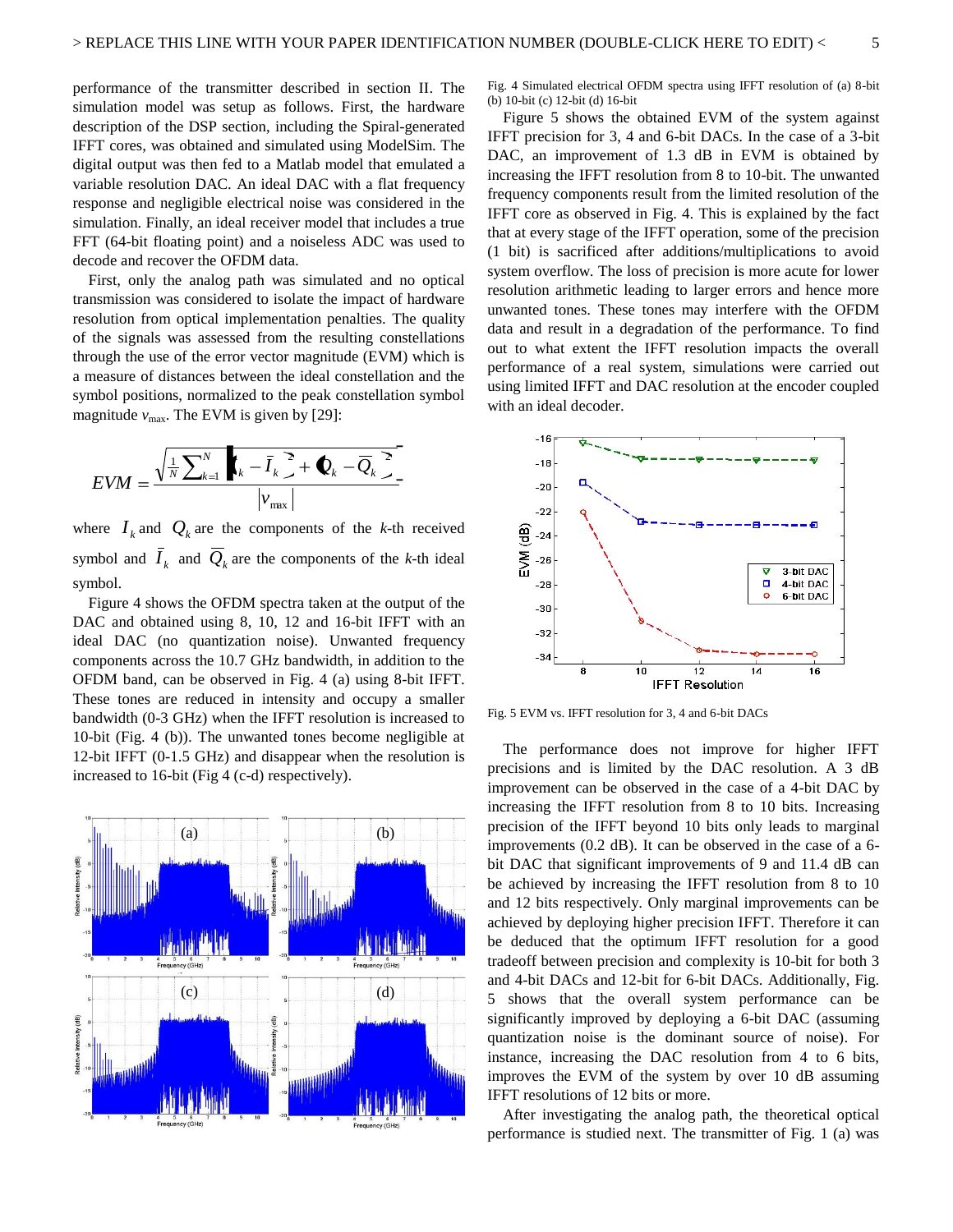performance of the transmitter described in section II. The simulation model was setup as follows. First, the hardware description of the DSP section, including the Spiral-generated IFFT cores, was obtained and simulated using ModelSim. The digital output was then fed to a Matlab model that emulated a variable resolution DAC. An ideal DAC with a flat frequency response and negligible electrical noise was considered in the simulation. Finally, an ideal receiver model that includes a true FFT (64-bit floating point) and a noiseless ADC was used to decode and recover the OFDM data.

First, only the analog path was simulated and no optical transmission was considered to isolate the impact of hardware resolution from optical implementation penalties. The quality of the signals was assessed from the resulting constellations through the use of the error vector magnitude (EVM) which is a measure of distances between the ideal constellation and the symbol positions, normalized to the peak constellation symbol magnitude $v_{\max}$. The EVM is given by [29]:

$$EVM = \frac{\sqrt{\frac{1}{N}\sum_{k=1}^{N}\left[\left(I_k - \bar{I}_k\right)^2 + \left(Q_k - \bar{Q}_k\right)^2\right]}}{|v_{\max}|}$$

where $I_k$ and $Q_k$ are the components of the $k$-th received symbol and $\bar{I}_k$ and $\bar{Q}_k$ are the components of the $k$-th ideal symbol.

Figure 4 shows the OFDM spectra taken at the output of the DAC and obtained using 8, 10, 12 and 16-bit IFFT with an ideal DAC (no quantization noise). Unwanted frequency components across the 10.7 GHz bandwidth, in addition to the OFDM band, can be observed in Fig. 4 (a) using 8-bit IFFT. These tones are reduced in intensity and occupy a smaller bandwidth (0-3 GHz) when the IFFT resolution is increased to 10-bit (Fig. 4 (b)). The unwanted tones become negligible at 12-bit IFFT (0-1.5 GHz) and disappear when the resolution is increased to 16-bit (Fig 4 (c-d) respectively).

(a)
(b)
(c)
(d)
Relative Intensity (dB)
Frequency (GHz)

Fig. 4 Simulated electrical OFDM spectra using IFFT resolution of (a) 8-bit (b) 10-bit (c) 12-bit (d) 16-bit

Figure 5 shows the obtained EVM of the system against IFFT precision for 3, 4 and 6-bit DACs. In the case of a 3-bit DAC, an improvement of 1.3 dB in EVM is obtained by increasing the IFFT resolution from 8 to 10-bit. The unwanted frequency components result from the limited resolution of the IFFT core as observed in Fig. 4. This is explained by the fact that at every stage of the IFFT operation, some of the precision (1 bit) is sacrificed after additions/multiplications to avoid system overflow. The loss of precision is more acute for lower resolution arithmetic leading to larger errors and hence more unwanted tones. These tones may interfere with the OFDM data and result in a degradation of the performance. To find out to what extent the IFFT resolution impacts the overall performance of a real system, simulations were carried out using limited IFFT and DAC resolution at the encoder coupled with an ideal decoder.

EVM (dB)
IFFT Resolution
3-bit DAC
4-bit DAC
6-bit DAC

Fig. 5 EVM vs. IFFT resolution for 3, 4 and 6-bit DACs

The performance does not improve for higher IFFT precisions and is limited by the DAC resolution. A 3 dB improvement can be observed in the case of a 4-bit DAC by increasing the IFFT resolution from 8 to 10 bits. Increasing precision of the IFFT beyond 10 bits only leads to marginal improvements (0.2 dB). It can be observed in the case of a 6-bit DAC that significant improvements of 9 and 11.4 dB can be achieved by increasing the IFFT resolution from 8 to 10 and 12 bits respectively. Only marginal improvements can be achieved by deploying higher precision IFFT. Therefore it can be deduced that the optimum IFFT resolution for a good tradeoff between precision and complexity is 10-bit for both 3 and 4-bit DACs and 12-bit for 6-bit DACs. Additionally, Fig. 5 shows that the overall system performance can be significantly improved by deploying a 6-bit DAC (assuming quantization noise is the dominant source of noise). For instance, increasing the DAC resolution from 4 to 6 bits, improves the EVM of the system by over 10 dB assuming IFFT resolutions of 12 bits or more.

After investigating the analog path, the theoretical optical performance is studied next. The transmitter of Fig. 1 (a) was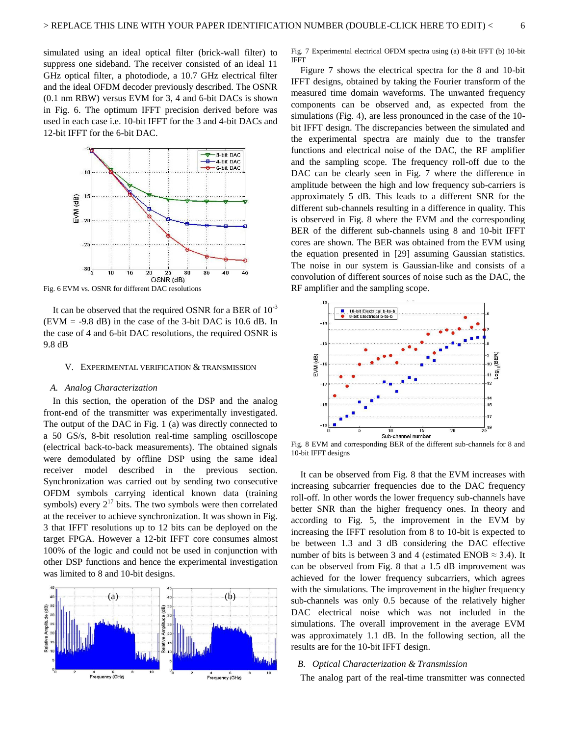simulated using an ideal optical filter (brick-wall filter) to suppress one sideband. The receiver consisted of an ideal 11 GHz optical filter, a photodiode, a 10.7 GHz electrical filter and the ideal OFDM decoder previously described. The OSNR (0.1 nm RBW) versus EVM for 3, 4 and 6-bit DACs is shown in Fig. 6. The optimum IFFT precision derived before was used in each case i.e. 10-bit IFFT for the 3 and 4-bit DACs and 12-bit IFFT for the 6-bit DAC.

Fig. 6 EVM vs. OSNR for different DAC resolutions

It can be observed that the required OSNR for a BER of $10^{-3}$ (EVM = -9.8 dB) in the case of the 3-bit DAC is 10.6 dB. In the case of 4 and 6-bit DAC resolutions, the required OSNR is 9.8 dB

## V. Experimental Verification & Transmission

### A. Analog Characterization

In this section, the operation of the DSP and the analog front-end of the transmitter was experimentally investigated. The output of the DAC in Fig. 1 (a) was directly connected to a 50 GS/s, 8-bit resolution real-time sampling oscilloscope (electrical back-to-back measurements). The obtained signals were demodulated by offline DSP using the same ideal receiver model described in the previous section. Synchronization was carried out by sending two consecutive OFDM symbols carrying identical known data (training symbols) every $2^{17}$ bits. The two symbols were then correlated at the receiver to achieve synchronization. It was shown in Fig. 3 that IFFT resolutions up to 12 bits can be deployed on the target FPGA. However a 12-bit IFFT core consumes almost 100% of the logic and could not be used in conjunction with other DSP functions and hence the experimental investigation was limited to 8 and 10-bit designs.

Fig. 7 Experimental electrical OFDM spectra using (a) 8-bit IFFT (b) 10-bit IFFT

Figure 7 shows the electrical spectra for the 8 and 10-bit IFFT designs, obtained by taking the Fourier transform of the measured time domain waveforms. The unwanted frequency components can be observed and, as expected from the simulations (Fig. 4), are less pronounced in the case of the 10-bit IFFT design. The discrepancies between the simulated and the experimental spectra are mainly due to the transfer functions and electrical noise of the DAC, the RF amplifier and the sampling scope. The frequency roll-off due to the DAC can be clearly seen in Fig. 7 where the difference in amplitude between the high and low frequency sub-carriers is approximately 5 dB. This leads to a different SNR for the different sub-channels resulting in a difference in quality. This is observed in Fig. 8 where the EVM and the corresponding BER of the different sub-channels using 8 and 10-bit IFFT cores are shown. The BER was obtained from the EVM using the equation presented in [29] assuming Gaussian statistics. The noise in our system is Gaussian-like and consists of a convolution of different sources of noise such as the DAC, the RF amplifier and the sampling scope.

Fig. 8 EVM and corresponding BER of the different sub-channels for 8 and 10-bit IFFT designs

It can be observed from Fig. 8 that the EVM increases with increasing subcarrier frequencies due to the DAC frequency roll-off. In other words the lower frequency sub-channels have better SNR than the higher frequency ones. In theory and according to Fig. 5, the improvement in the EVM by increasing the IFFT resolution from 8 to 10-bit is expected to be between 1.3 and 3 dB considering the DAC effective number of bits is between 3 and 4 (estimated ENOB ≈ 3.4). It can be observed from Fig. 8 that a 1.5 dB improvement was achieved for the lower frequency subcarriers, which agrees with the simulations. The improvement in the higher frequency sub-channels was only 0.5 because of the relatively higher DAC electrical noise which was not included in the simulations. The overall improvement in the average EVM was approximately 1.1 dB. In the following section, all the results are for the 10-bit IFFT design.

### B. Optical Characterization & Transmission

The analog part of the real-time transmitter was connected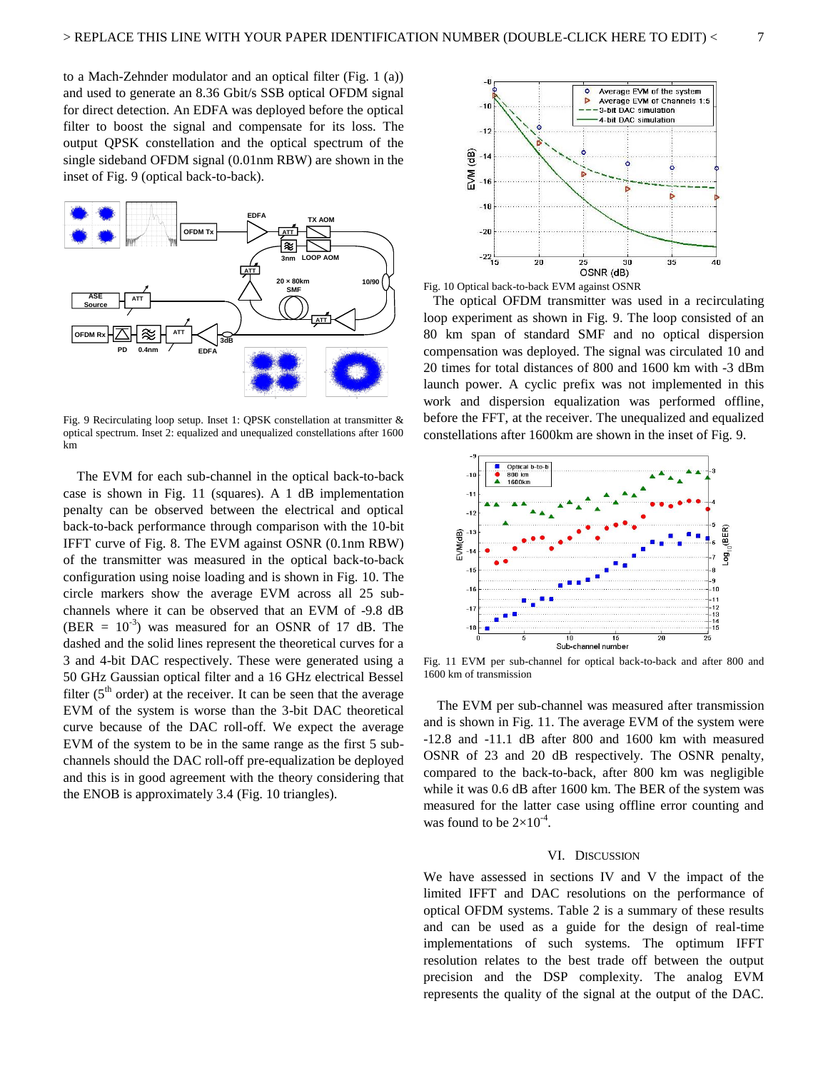to a Mach-Zehnder modulator and an optical filter (Fig. 1 (a)) and used to generate an 8.36 Gbit/s SSB optical OFDM signal for direct detection. An EDFA was deployed before the optical filter to boost the signal and compensate for its loss. The output QPSK constellation and the optical spectrum of the single sideband OFDM signal (0.01nm RBW) are shown in the inset of Fig. 9 (optical back-to-back).

OFDM Tx
EDFA
ATT
TX AOM
3nm
LOOP AOM
ATT
20 × 80km SMF
10/90
ASE Source
ATT
ATT
OFDM Rx
PD
0.4nm
ATT
EDFA
3dB

Fig. 9 Recirculating loop setup. Inset 1: QPSK constellation at transmitter & optical spectrum. Inset 2: equalized and unequalized constellations after 1600 km

The EVM for each sub-channel in the optical back-to-back case is shown in Fig. 11 (squares). A 1 dB implementation penalty can be observed between the electrical and optical back-to-back performance through comparison with the 10-bit IFFT curve of Fig. 8. The EVM against OSNR (0.1nm RBW) of the transmitter was measured in the optical back-to-back configuration using noise loading and is shown in Fig. 10. The circle markers show the average EVM across all 25 sub-channels where it can be observed that an EVM of -9.8 dB (BER = $10^{-3}$) was measured for an OSNR of 17 dB. The dashed and the solid lines represent the theoretical curves for a 3 and 4-bit DAC respectively. These were generated using a 50 GHz Gaussian optical filter and a 16 GHz electrical Bessel filter (5[th] order) at the receiver. It can be seen that the average EVM of the system is worse than the 3-bit DAC theoretical curve because of the DAC roll-off. We expect the average EVM of the system to be in the same range as the first 5 sub-channels should the DAC roll-off pre-equalization be deployed and this is in good agreement with the theory considering that the ENOB is approximately 3.4 (Fig. 10 triangles).

Average EVM of the system
Average EVM of Channels 1:5
3-bit DAC simulation
4-bit DAC simulation
EVM (dB)
OSNR (dB)
-8
-10
-12
-14
-16
-18
-20
-22
15
20
25
30
35
40

Fig. 10 Optical back-to-back EVM against OSNR

The optical OFDM transmitter was used in a recirculating loop experiment as shown in Fig. 9. The loop consisted of an 80 km span of standard SMF and no optical dispersion compensation was deployed. The signal was circulated 10 and 20 times for total distances of 800 and 1600 km with -3 dBm launch power. A cyclic prefix was not implemented in this work and dispersion equalization was performed offline, before the FFT, at the receiver. The unequalized and equalized constellations after 1600km are shown in the inset of Fig. 9.

Optical b-to-b
800 km
1600km
EVM(dB)
Log$_{10}$(BER)
Sub-channel number
-9
-10
-11
-12
-13
-14
-15
-16
-17
-18
0
5
10
15
20
25
-3
-4
-5
-6
-7
-8
-9
-10
-11
-12
-13
-14
-15

Fig. 11 EVM per sub-channel for optical back-to-back and after 800 and 1600 km of transmission

The EVM per sub-channel was measured after transmission and is shown in Fig. 11. The average EVM of the system were -12.8 and -11.1 dB after 800 and 1600 km with measured OSNR of 23 and 20 dB respectively. The OSNR penalty, compared to the back-to-back, after 800 km was negligible while it was 0.6 dB after 1600 km. The BER of the system was measured for the latter case using offline error counting and was found to be $2\times10^{-4}$.

## VI. Discussion

We have assessed in sections IV and V the impact of the limited IFFT and DAC resolutions on the performance of optical OFDM systems. Table 2 is a summary of these results and can be used as a guide for the design of real-time implementations of such systems. The optimum IFFT resolution relates to the best trade off between the output precision and the DSP complexity. The analog EVM represents the quality of the signal at the output of the DAC.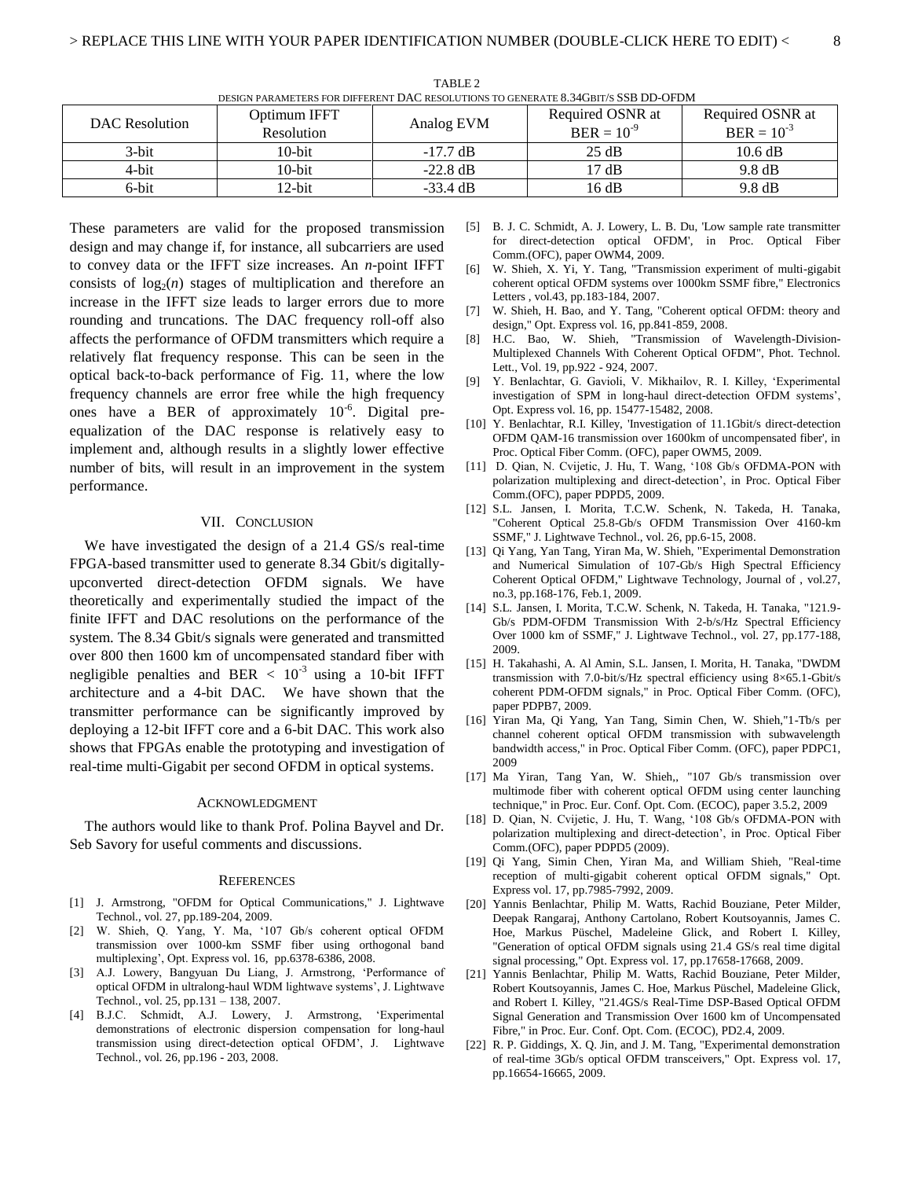TABLE 2
DESIGN PARAMETERS FOR DIFFERENT DAC RESOLUTIONS TO GENERATE 8.34GBIT/S SSB DD-OFDM

| DAC Resolution | Optimum IFFT Resolution | Analog EVM | Required OSNR at BER = $10^{-9}$ | Required OSNR at BER = $10^{-3}$ |
|---|---|---|---|---|
| 3-bit | 10-bit | -17.7 dB | 25 dB | 10.6 dB |
| 4-bit | 10-bit | -22.8 dB | 17 dB | 9.8 dB |
| 6-bit | 12-bit | -33.4 dB | 16 dB | 9.8 dB |

These parameters are valid for the proposed transmission design and may change if, for instance, all subcarriers are used to convey data or the IFFT size increases. An *n*-point IFFT consists of $\log_2(n)$ stages of multiplication and therefore an increase in the IFFT size leads to larger errors due to more rounding and truncations. The DAC frequency roll-off also affects the performance of OFDM transmitters which require a relatively flat frequency response. This can be seen in the optical back-to-back performance of Fig. 11, where the low frequency channels are error free while the high frequency ones have a BER of approximately $10^{-6}$. Digital pre-equalization of the DAC response is relatively easy to implement and, although results in a slightly lower effective number of bits, will result in an improvement in the system performance.

## VII. Conclusion

We have investigated the design of a 21.4 GS/s real-time FPGA-based transmitter used to generate 8.34 Gbit/s digitally-upconverted direct-detection OFDM signals. We have theoretically and experimentally studied the impact of the finite IFFT and DAC resolutions on the performance of the system. The 8.34 Gbit/s signals were generated and transmitted over 800 then 1600 km of uncompensated standard fiber with negligible penalties and BER < $10^{-3}$ using a 10-bit IFFT architecture and a 4-bit DAC. We have shown that the transmitter performance can be significantly improved by deploying a 12-bit IFFT core and a 6-bit DAC. This work also shows that FPGAs enable the prototyping and investigation of real-time multi-Gigabit per second OFDM in optical systems.

## Acknowledgment

The authors would like to thank Prof. Polina Bayvel and Dr. Seb Savory for useful comments and discussions.

## References

[1] J. Armstrong, "OFDM for Optical Communications," J. Lightwave Technol., vol. 27, pp.189-204, 2009.

[2] W. Shieh, Q. Yang, Y. Ma, '107 Gb/s coherent optical OFDM transmission over 1000-km SSMF fiber using orthogonal band multiplexing', Opt. Express vol. 16, pp.6378-6386, 2008.

[3] A.J. Lowery, Bangyuan Du Liang, J. Armstrong, 'Performance of optical OFDM in ultralong-haul WDM lightwave systems', J. Lightwave Technol., vol. 25, pp.131 – 138, 2007.

[4] B.J.C. Schmidt, A.J. Lowery, J. Armstrong, 'Experimental demonstrations of electronic dispersion compensation for long-haul transmission using direct-detection optical OFDM', J. Lightwave Technol., vol. 26, pp.196 - 203, 2008.

[5] B. J. C. Schmidt, A. J. Lowery, L. B. Du, 'Low sample rate transmitter for direct-detection optical OFDM', in Proc. Optical Fiber Comm.(OFC), paper OWM4, 2009.

[6] W. Shieh, X. Yi, Y. Tang, "Transmission experiment of multi-gigabit coherent optical OFDM systems over 1000km SSMF fibre," Electronics Letters , vol.43, pp.183-184, 2007.

[7] W. Shieh, H. Bao, and Y. Tang, "Coherent optical OFDM: theory and design," Opt. Express vol. 16, pp.841-859, 2008.

[8] H.C. Bao, W. Shieh, "Transmission of Wavelength-Division-Multiplexed Channels With Coherent Optical OFDM", Phot. Technol. Lett., Vol. 19, pp.922 - 924, 2007.

[9] Y. Benlachtar, G. Gavioli, V. Mikhailov, R. I. Killey, 'Experimental investigation of SPM in long-haul direct-detection OFDM systems', Opt. Express vol. 16, pp. 15477-15482, 2008.

[10] Y. Benlachtar, R.I. Killey, 'Investigation of 11.1Gbit/s direct-detection OFDM QAM-16 transmission over 1600km of uncompensated fiber', in Proc. Optical Fiber Comm. (OFC), paper OWM5, 2009.

[11] D. Qian, N. Cvijetic, J. Hu, T. Wang, '108 Gb/s OFDMA-PON with polarization multiplexing and direct-detection', in Proc. Optical Fiber Comm.(OFC), paper PDPD5, 2009.

[12] S.L. Jansen, I. Morita, T.C.W. Schenk, N. Takeda, H. Tanaka, "Coherent Optical 25.8-Gb/s OFDM Transmission Over 4160-km SSMF," J. Lightwave Technol., vol. 26, pp.6-15, 2008.

[13] Qi Yang, Yan Tang, Yiran Ma, W. Shieh, "Experimental Demonstration and Numerical Simulation of 107-Gb/s High Spectral Efficiency Coherent Optical OFDM," Lightwave Technology, Journal of , vol.27, no.3, pp.168-176, Feb.1, 2009.

[14] S.L. Jansen, I. Morita, T.C.W. Schenk, N. Takeda, H. Tanaka, "121.9-Gb/s PDM-OFDM Transmission With 2-b/s/Hz Spectral Efficiency Over 1000 km of SSMF," J. Lightwave Technol., vol. 27, pp.177-188, 2009.

[15] H. Takahashi, A. Al Amin, S.L. Jansen, I. Morita, H. Tanaka, "DWDM transmission with 7.0-bit/s/Hz spectral efficiency using 8×65.1-Gbit/s coherent PDM-OFDM signals," in Proc. Optical Fiber Comm. (OFC), paper PDPB7, 2009.

[16] Yiran Ma, Qi Yang, Yan Tang, Simin Chen, W. Shieh,"1-Tb/s per channel coherent optical OFDM transmission with subwavelength bandwidth access," in Proc. Optical Fiber Comm. (OFC), paper PDPC1, 2009

[17] Ma Yiran, Tang Yan, W. Shieh,, "107 Gb/s transmission over multimode fiber with coherent optical OFDM using center launching technique," in Proc. Eur. Conf. Opt. Com. (ECOC), paper 3.5.2, 2009

[18] D. Qian, N. Cvijetic, J. Hu, T. Wang, '108 Gb/s OFDMA-PON with polarization multiplexing and direct-detection', in Proc. Optical Fiber Comm.(OFC), paper PDPD5 (2009).

[19] Qi Yang, Simin Chen, Yiran Ma, and William Shieh, "Real-time reception of multi-gigabit coherent optical OFDM signals," Opt. Express vol. 17, pp.7985-7992, 2009.

[20] Yannis Benlachtar, Philip M. Watts, Rachid Bouziane, Peter Milder, Deepak Rangaraj, Anthony Cartolano, Robert Koutsoyannis, James C. Hoe, Markus Püschel, Madeleine Glick, and Robert I. Killey, "Generation of optical OFDM signals using 21.4 GS/s real time digital signal processing," Opt. Express vol. 17, pp.17658-17668, 2009.

[21] Yannis Benlachtar, Philip M. Watts, Rachid Bouziane, Peter Milder, Robert Koutsoyannis, James C. Hoe, Markus Püschel, Madeleine Glick, and Robert I. Killey, "21.4GS/s Real-Time DSP-Based Optical OFDM Signal Generation and Transmission Over 1600 km of Uncompensated Fibre," in Proc. Eur. Conf. Opt. Com. (ECOC), PD2.4, 2009.

[22] R. P. Giddings, X. Q. Jin, and J. M. Tang, "Experimental demonstration of real-time 3Gb/s optical OFDM transceivers," Opt. Express vol. 17, pp.16654-16665, 2009.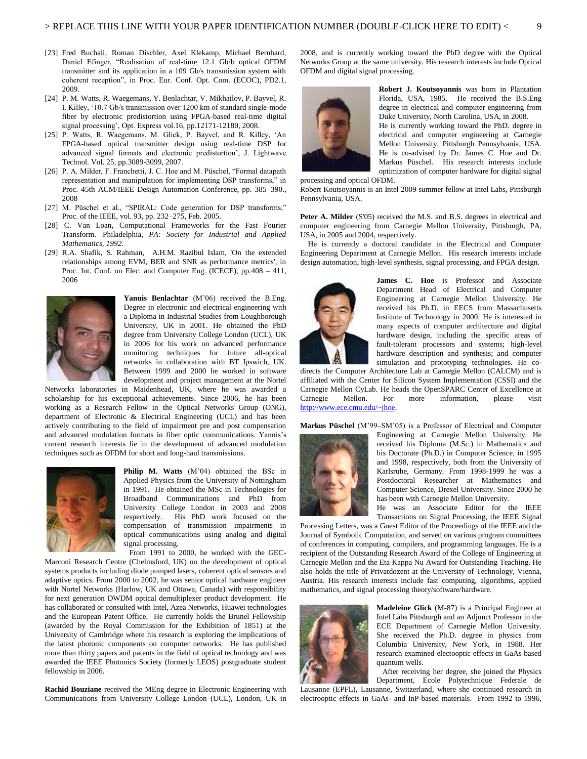[23] Fred Buchali, Roman Dischler, Axel Klekamp, Michael Bernhard, Daniel Efinger, "Realisation of real-time 12.1 Gb/b optical OFDM transmitter and its application in a 109 Gb/s transmission system with coherent reception", in Proc. Eur. Conf. Opt. Com. (ECOC), PD2.1, 2009.

[24] P. M. Watts, R. Waegemans, Y. Benlachtar, V. Mikhailov, P. Bayvel, R. I. Killey, '10.7 Gb/s transmission over 1200 km of standard single-mode fiber by electronic predistortion using FPGA-based real-time digital signal processing', Opt. Express vol.16, pp.12171-12180, 2008.

[25] P. Watts, R. Waegemans, M. Glick, P. Bayvel, and R. Killey, 'An FPGA-based optical transmitter design using real-time DSP for advanced signal formats and electronic predistortion', J. Lightwave Technol. Vol. 25, pp.3089-3099, 2007.

[26] P. A. Milder, F. Franchetti, J. C. Hoe and M. Püschel, "Formal datapath representation and manipulation for implementing DSP transforms," in Proc. 45th ACM/IEEE Design Automation Conference, pp. 385–390., 2008

[27] M. Püschel et al., "SPIRAL: Code generation for DSP transforms," Proc. of the IEEE, vol. 93, pp. 232–275, Feb. 2005.

[28] C. Van Loan, Computational Frameworks for the Fast Fourier Transform. Philadelphia, *PA: Society for Industrial and Applied Mathematics, 1992.*

[29] R.A. Shafik, S. Rahman, A.H.M. Razibul Islam, 'On the extended relationships among EVM, BER and SNR as performance metrics', in Proc. Int. Conf. on Elec. and Computer Eng. (ICECE), pp.408 – 411, 2006

**Yannis Benlachtar** (M'06) received the B.Eng. Degree in electronic and electrical engineering with a Diploma in Industrial Studies from Loughborough University, UK in 2001. He obtained the PhD degree from University College London (UCL), UK in 2006 for his work on advanced performance monitoring techniques for future all-optical networks in collaboration with BT Ipswich, UK. Between 1999 and 2000 he worked in software development and project management at the Nortel Networks laboratories in Maidenhead, UK, where he was awarded a scholarship for his exceptional achievements. Since 2006, he has been working as a Research Fellow in the Optical Networks Group (ONG), department of Electronic & Electrical Engineering (UCL) and has been actively contributing to the field of impairment pre and post compensation and advanced modulation formats in fiber optic communications. Yannis's current research interests lie in the development of advanced modulation techniques such as OFDM for short and long-haul transmissions.

**Philip M. Watts** (M'04) obtained the BSc in Applied Physics from the University of Nottingham in 1991. He obtained the MSc in Technologies for Broadband Communications and PhD from University College London in 2003 and 2008 respectively. His PhD work focused on the compensation of transmission impairments in optical communications using analog and digital signal processing.

From 1991 to 2000, he worked with the GEC-Marconi Research Centre (Chelmsford, UK) on the development of optical systems products including diode pumped lasers, coherent optical sensors and adaptive optics. From 2000 to 2002, he was senior optical hardware engineer with Nortel Networks (Harlow, UK and Ottawa, Canada) with responsibility for next generation DWDM optical demultiplexer product development. He has collaborated or consulted with Intel, Azea Networks, Huawei technologies and the European Patent Office. He currently holds the Brunel Fellowship (awarded by the Royal Commission for the Exhibition of 1851) at the University of Cambridge where his research is exploring the implications of the latest photonic components on computer networks. He has published more than thirty papers and patents in the field of optical technology and was awarded the IEEE Photonics Society (formerly LEOS) postgraduate student fellowship in 2006.

**Rachid Bouziane** received the MEng degree in Electronic Engineering with Communications from University College London (UCL), London, UK in 2008, and is currently working toward the PhD degree with the Optical Networks Group at the same university. His research interests include Optical OFDM and digital signal processing.

**Robert J. Koutsoyannis** was born in Plantation Florida, USA, 1985. He received the B.S.Eng degree in electrical and computer engineering from Duke University, North Carolina, USA, in 2008.
He is currently working toward the PhD. degree in electrical and computer engineering at Carnegie Mellon University, Pittsburgh Pennsylvania, USA. He is co-advised by Dr. James C. Hoe and Dr. Markus Püschel. His research interests include optimization of computer hardware for digital signal processing and optical OFDM.
Robert Koutsoyannis is an Intel 2009 summer fellow at Intel Labs, Pittsburgh Pennsylvania, USA.

**Peter A. Milder** (S'05) received the M.S. and B.S. degrees in electrical and computer engineering from Carnegie Mellon University, Pittsburgh, PA, USA, in 2005 and 2004, respectively.

He is currently a doctoral candidate in the Electrical and Computer Engineering Department at Carnegie Mellon. His research interests include design automation, high-level synthesis, signal processing, and FPGA design.

**James C. Hoe** is Professor and Associate Department Head of Electrical and Computer Engineering at Carnegie Mellon University. He received his Ph.D. in EECS from Massachusetts Institute of Technology in 2000. He is interested in many aspects of computer architecture and digital hardware design, including the specific areas of fault-tolerant processors and systems; high-level hardware description and synthesis; and computer simulation and prototyping technologies. He co-directs the Computer Architecture Lab at Carnegie Mellon (CALCM) and is affiliated with the Center for Silicon System Implementation (CSSI) and the Carnegie Mellon CyLab. He heads the OpenSPARC Center of Excellence at Carnegie Mellon. For more information, please visit http://www.ece.cmu.edu/~jhoe.

**Markus Püschel** (M'99–SM'05) is a Professor of Electrical and Computer Engineering at Carnegie Mellon University. He received his Diploma (M.Sc.) in Mathematics and his Doctorate (Ph.D.) in Computer Science, in 1995 and 1998, respectively, both from the University of Karlsruhe, Germany. From 1998-1999 he was a Postdoctoral Researcher at Mathematics and Computer Science, Drexel University. Since 2000 he has been with Carnegie Mellon University.
He was an Associate Editor for the IEEE Transactions on Signal Processing, the IEEE Signal Processing Letters, was a Guest Editor of the Proceedings of the IEEE and the Journal of Symbolic Computation, and served on various program committees of conferences in computing, compilers, and programming languages. He is a recipient of the Outstanding Research Award of the College of Engineering at Carnegie Mellon and the Eta Kappa Nu Award for Outstanding Teaching. He also holds the title of Privatdozent at the University of Technology, Vienna, Austria. His research interests include fast computing, algorithms, applied mathematics, and signal processing theory/software/hardware.

**Madeleine Glick** (M-87) is a Principal Engineer at Intel Labs Pittsburgh and an Adjunct Professor in the ECE Department of Carnegie Mellon University. She received the Ph.D. degree in physics from Columbia University, New York, in 1988. Her research examined electooptic effects in GaAs based quantum wells.

After receiving her degree, she joined the Physics Department, Ecole Polytechnique Federale de Lausanne (EPFL), Lausanne, Switzerland, where she continued research in electrooptic effects in GaAs- and InP-based materials. From 1992 to 1996,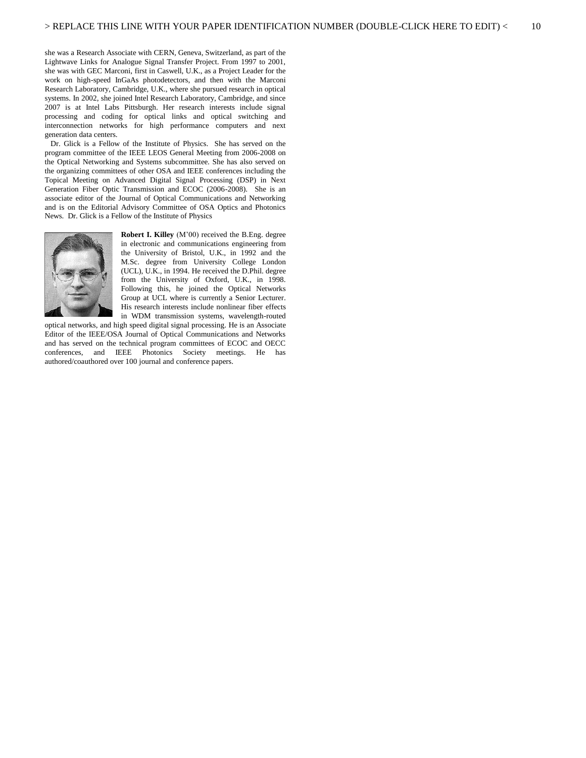she was a Research Associate with CERN, Geneva, Switzerland, as part of the Lightwave Links for Analogue Signal Transfer Project. From 1997 to 2001, she was with GEC Marconi, first in Caswell, U.K., as a Project Leader for the work on high-speed InGaAs photodetectors, and then with the Marconi Research Laboratory, Cambridge, U.K., where she pursued research in optical systems. In 2002, she joined Intel Research Laboratory, Cambridge, and since 2007 is at Intel Labs Pittsburgh. Her research interests include signal processing and coding for optical links and optical switching and interconnection networks for high performance computers and next generation data centers.

Dr. Glick is a Fellow of the Institute of Physics. She has served on the program committee of the IEEE LEOS General Meeting from 2006-2008 on the Optical Networking and Systems subcommittee. She has also served on the organizing committees of other OSA and IEEE conferences including the Topical Meeting on Advanced Digital Signal Processing (DSP) in Next Generation Fiber Optic Transmission and ECOC (2006-2008). She is an associate editor of the Journal of Optical Communications and Networking and is on the Editorial Advisory Committee of OSA Optics and Photonics News. Dr. Glick is a Fellow of the Institute of Physics

**Robert I. Killey** (M'00) received the B.Eng. degree in electronic and communications engineering from the University of Bristol, U.K., in 1992 and the M.Sc. degree from University College London (UCL), U.K., in 1994. He received the D.Phil. degree from the University of Oxford, U.K., in 1998. Following this, he joined the Optical Networks Group at UCL where is currently a Senior Lecturer. His research interests include nonlinear fiber effects in WDM transmission systems, wavelength-routed optical networks, and high speed digital signal processing. He is an Associate Editor of the IEEE/OSA Journal of Optical Communications and Networks and has served on the technical program committees of ECOC and OECC conferences, and IEEE Photonics Society meetings. He has authored/coauthored over 100 journal and conference papers.